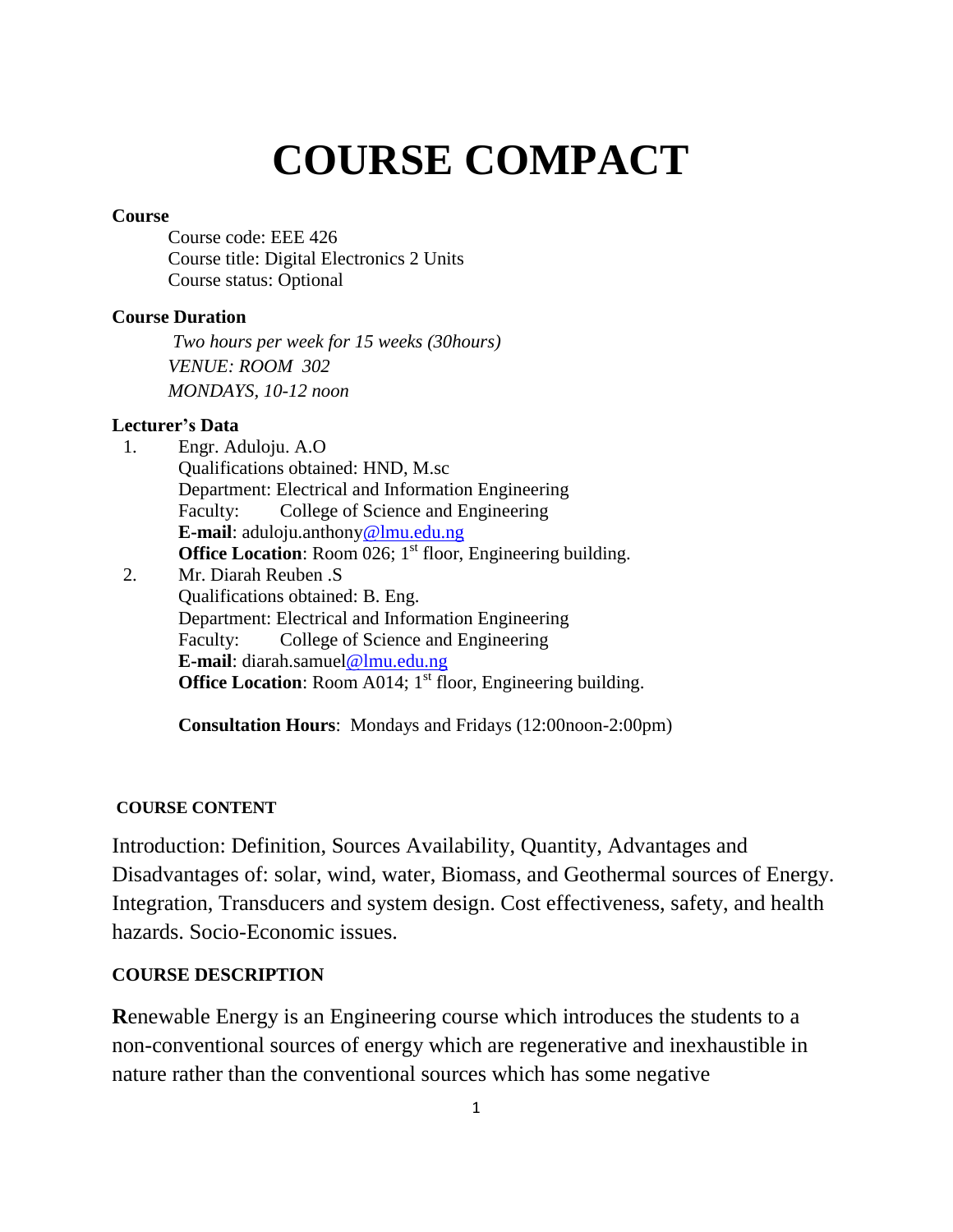# COURSE COMPACT

**Course**

Course code: EEE 426
Course title: Digital Electronics 2 Units
Course status: Optional

**Course Duration**

*Two hours per week for 15 weeks (30hours)*
*VENUE: ROOM 302*
*MONDAYS, 10-12 noon*

**Lecturer's Data**

1. Engr. Aduloju. A.O
   Qualifications obtained: HND, M.sc
   Department: Electrical and Information Engineering
   Faculty: College of Science and Engineering
   **E-mail**: aduloju.anthony@lmu.edu.ng
   **Office Location**: Room 026; 1st floor, Engineering building.
2. Mr. Diarah Reuben .S
   Qualifications obtained: B. Eng.
   Department: Electrical and Information Engineering
   Faculty: College of Science and Engineering
   **E-mail**: diarah.samuel@lmu.edu.ng
   **Office Location**: Room A014; 1st floor, Engineering building.

**Consultation Hours**: Mondays and Fridays (12:00noon-2:00pm)

**COURSE CONTENT**

Introduction: Definition, Sources Availability, Quantity, Advantages and Disadvantages of: solar, wind, water, Biomass, and Geothermal sources of Energy. Integration, Transducers and system design. Cost effectiveness, safety, and health hazards. Socio-Economic issues.

**COURSE DESCRIPTION**

**R**enewable Energy is an Engineering course which introduces the students to a non-conventional sources of energy which are regenerative and inexhaustible in nature rather than the conventional sources which has some negative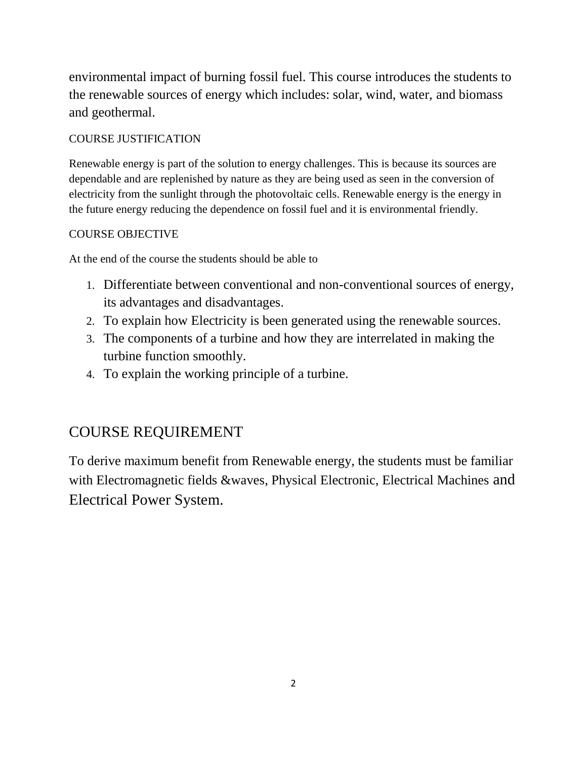environmental impact of burning fossil fuel. This course introduces the students to the renewable sources of energy which includes: solar, wind, water, and biomass and geothermal.

### COURSE JUSTIFICATION

Renewable energy is part of the solution to energy challenges. This is because its sources are dependable and are replenished by nature as they are being used as seen in the conversion of electricity from the sunlight through the photovoltaic cells. Renewable energy is the energy in the future energy reducing the dependence on fossil fuel and it is environmental friendly.

### COURSE OBJECTIVE

At the end of the course the students should be able to

1. Differentiate between conventional and non-conventional sources of energy, its advantages and disadvantages.
2. To explain how Electricity is been generated using the renewable sources.
3. The components of a turbine and how they are interrelated in making the turbine function smoothly.
4. To explain the working principle of a turbine.

## COURSE REQUIREMENT

To derive maximum benefit from Renewable energy, the students must be familiar with Electromagnetic fields &waves, Physical Electronic, Electrical Machines and Electrical Power System.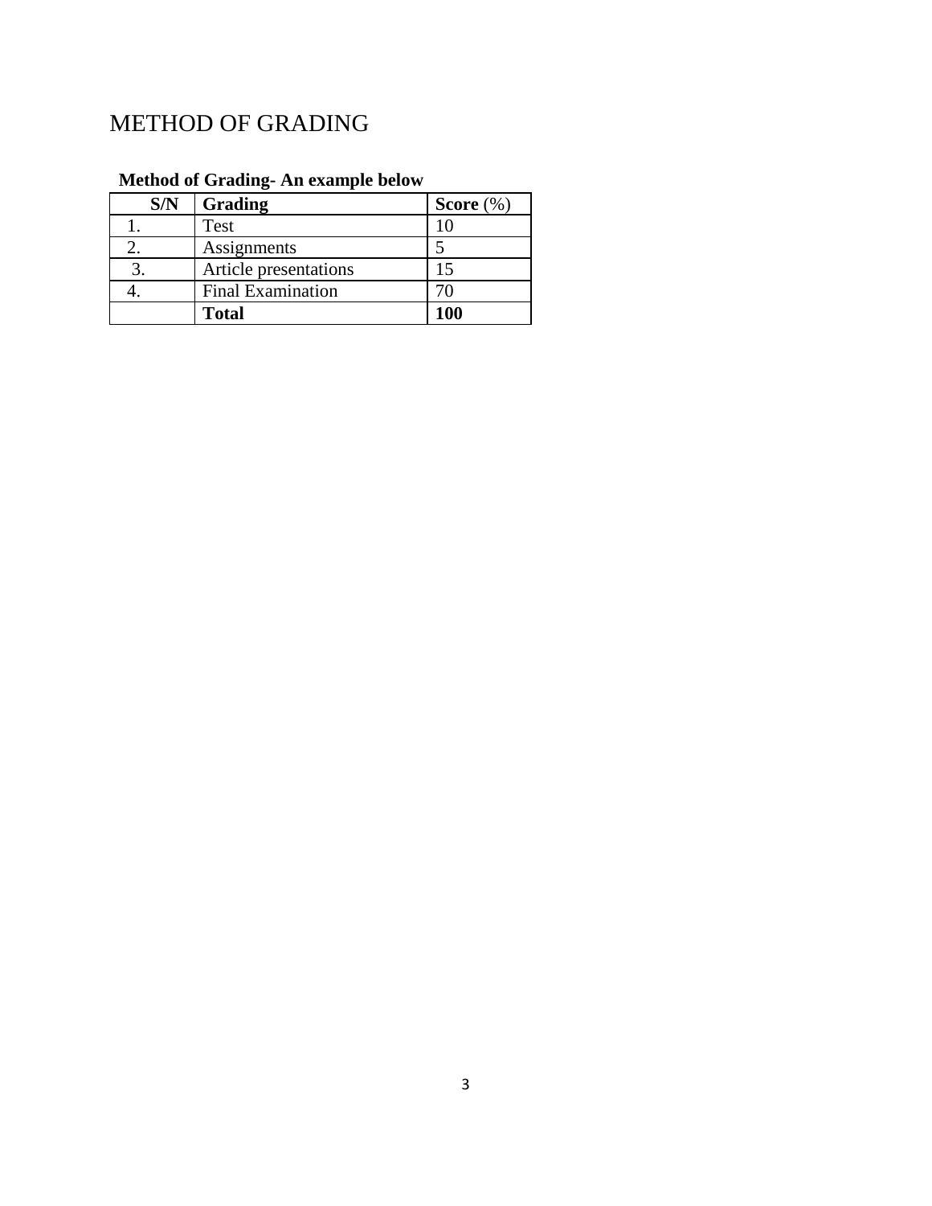# METHOD OF GRADING

**Method of Grading- An example below**

| S/N | Grading | Score (%) |
|---|---|---|
| 1. | Test | 10 |
| 2. | Assignments | 5 |
| 3. | Article presentations | 15 |
| 4. | Final Examination | 70 |
| | **Total** | **100** |